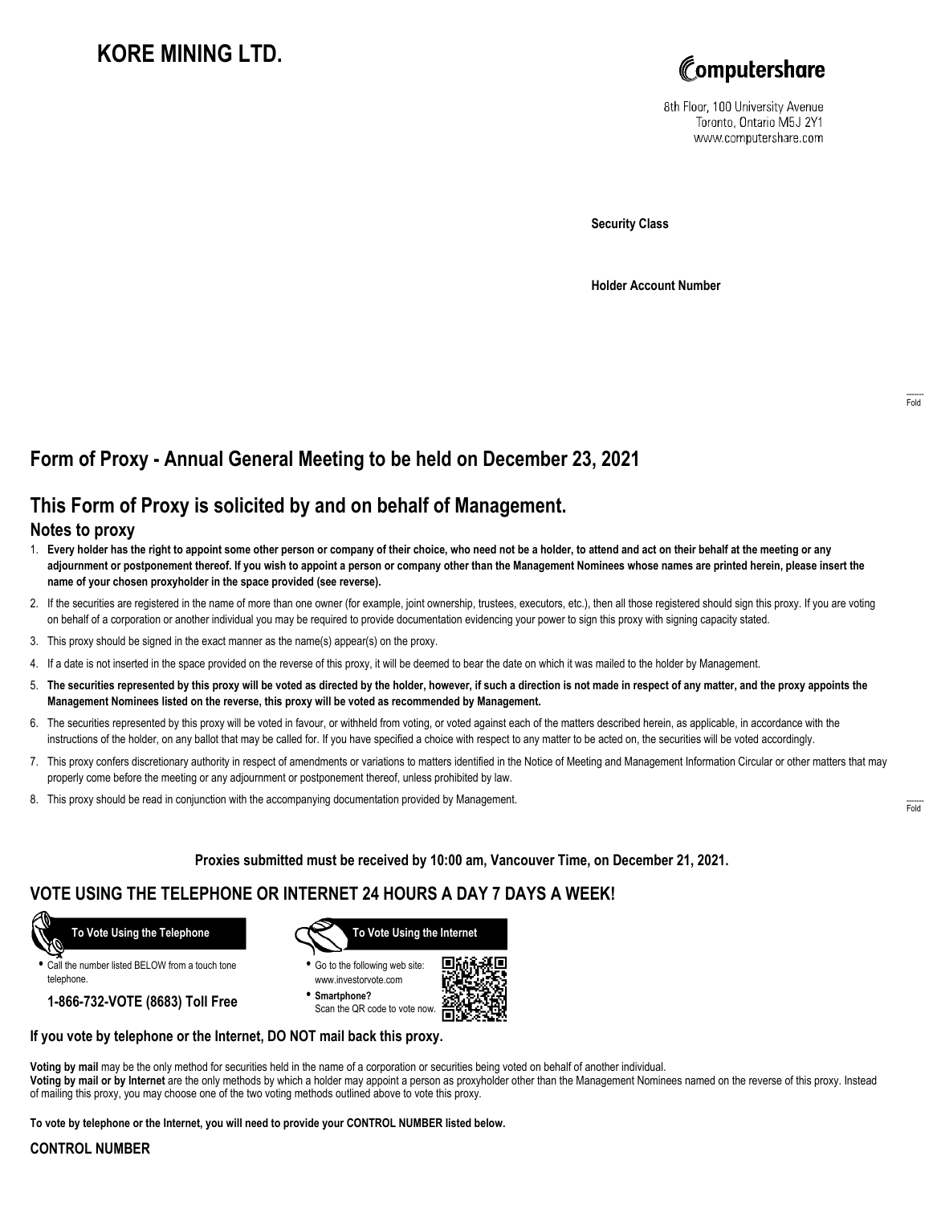# KORE MINING LTD.

Computershare

8th Floor, 100 University Avenue
Toronto, Ontario M5J 2Y1
www.computershare.com

**Security Class**

**Holder Account Number**

## Form of Proxy - Annual General Meeting to be held on December 23, 2021

## This Form of Proxy is solicited by and on behalf of Management.

### Notes to proxy

1. **Every holder has the right to appoint some other person or company of their choice, who need not be a holder, to attend and act on their behalf at the meeting or any adjournment or postponement thereof. If you wish to appoint a person or company other than the Management Nominees whose names are printed herein, please insert the name of your chosen proxyholder in the space provided (see reverse).**
2. If the securities are registered in the name of more than one owner (for example, joint ownership, trustees, executors, etc.), then all those registered should sign this proxy. If you are voting on behalf of a corporation or another individual you may be required to provide documentation evidencing your power to sign this proxy with signing capacity stated.
3. This proxy should be signed in the exact manner as the name(s) appear(s) on the proxy.
4. If a date is not inserted in the space provided on the reverse of this proxy, it will be deemed to bear the date on which it was mailed to the holder by Management.
5. **The securities represented by this proxy will be voted as directed by the holder, however, if such a direction is not made in respect of any matter, and the proxy appoints the Management Nominees listed on the reverse, this proxy will be voted as recommended by Management.**
6. The securities represented by this proxy will be voted in favour, or withheld from voting, or voted against each of the matters described herein, as applicable, in accordance with the instructions of the holder, on any ballot that may be called for. If you have specified a choice with respect to any matter to be acted on, the securities will be voted accordingly.
7. This proxy confers discretionary authority in respect of amendments or variations to matters identified in the Notice of Meeting and Management Information Circular or other matters that may properly come before the meeting or any adjournment or postponement thereof, unless prohibited by law.
8. This proxy should be read in conjunction with the accompanying documentation provided by Management.

**Proxies submitted must be received by 10:00 am, Vancouver Time, on December 21, 2021.**

## VOTE USING THE TELEPHONE OR INTERNET 24 HOURS A DAY 7 DAYS A WEEK!

**To Vote Using the Telephone**

- Call the number listed BELOW from a touch tone telephone.

**1-866-732-VOTE (8683) Toll Free**

**To Vote Using the Internet**

- Go to the following web site: www.investorvote.com
- **Smartphone?** Scan the QR code to vote now.

**If you vote by telephone or the Internet, DO NOT mail back this proxy.**

**Voting by mail** may be the only method for securities held in the name of a corporation or securities being voted on behalf of another individual.
**Voting by mail or by Internet** are the only methods by which a holder may appoint a person as proxyholder other than the Management Nominees named on the reverse of this proxy. Instead of mailing this proxy, you may choose one of the two voting methods outlined above to vote this proxy.

**To vote by telephone or the Internet, you will need to provide your CONTROL NUMBER listed below.**

**CONTROL NUMBER**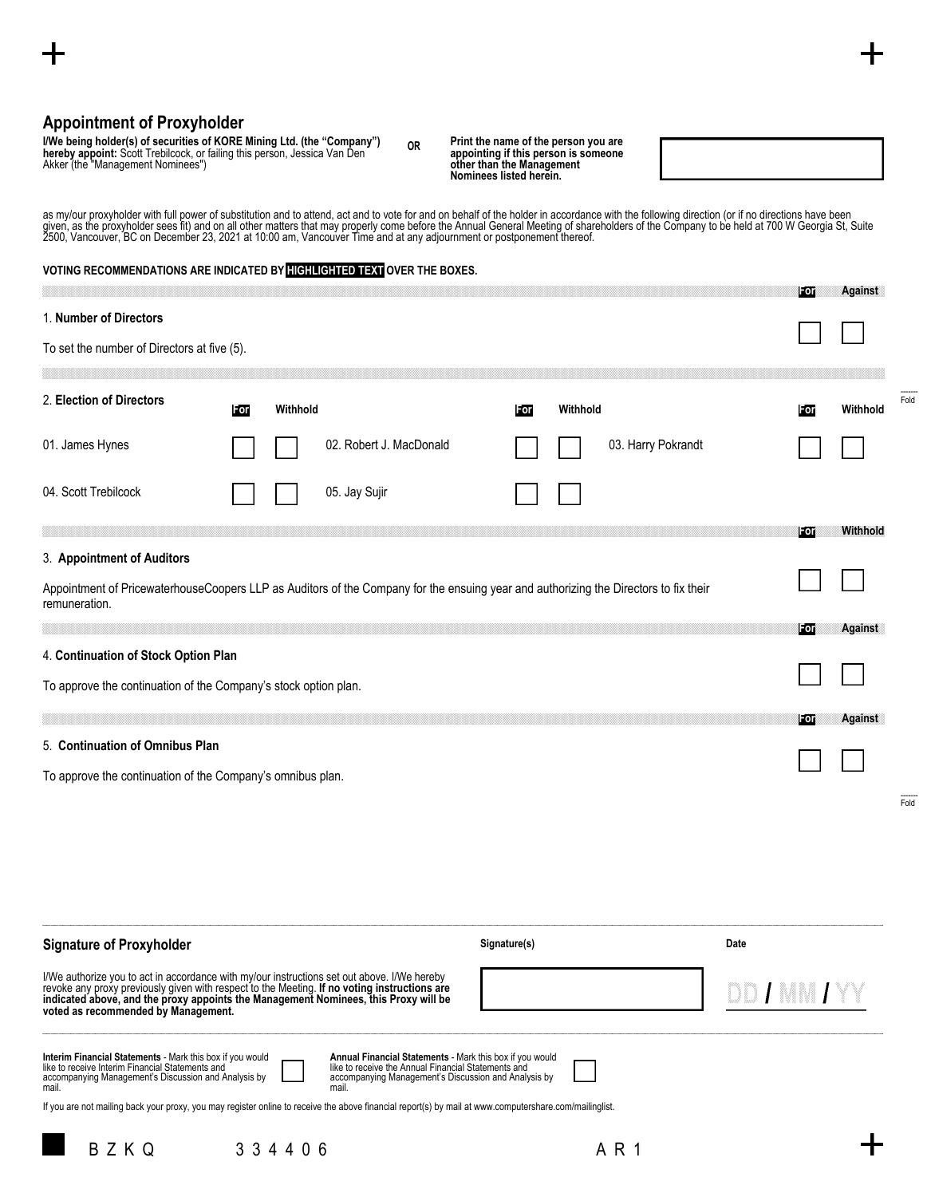## Appointment of Proxyholder

**I/We being holder(s) of securities of KORE Mining Ltd. (the "Company") hereby appoint:** Scott Trebilcock, or failing this person, Jessica Van Den Akker (the "Management Nominees")

**OR**

**Print the name of the person you are appointing if this person is someone other than the Management Nominees listed herein.**

as my/our proxyholder with full power of substitution and to attend, act and to vote for and on behalf of the holder in accordance with the following direction (or if no directions have been given, as the proxyholder sees fit) and on all other matters that may properly come before the Annual General Meeting of shareholders of the Company to be held at 700 W Georgia St, Suite 2500, Vancouver, BC on December 23, 2021 at 10:00 am, Vancouver Time and at any adjournment or postponement thereof.

**VOTING RECOMMENDATIONS ARE INDICATED BY HIGHLIGHTED TEXT OVER THE BOXES.**

| | For | Against |
|---|---|---|
| 1. **Number of Directors**<br>To set the number of Directors at five (5). | ☐ | ☐ |

| 2. **Election of Directors** | For | Withhold | | For | Withhold | | For | Withhold |
|---|---|---|---|---|---|---|---|---|
| 01. James Hynes | ☐ | ☐ | 02. Robert J. MacDonald | ☐ | ☐ | 03. Harry Pokrandt | ☐ | ☐ |
| 04. Scott Trebilcock | ☐ | ☐ | 05. Jay Sujir | ☐ | ☐ | | | |

| | For | Withhold |
|---|---|---|
| 3. **Appointment of Auditors**<br>Appointment of PricewaterhouseCoopers LLP as Auditors of the Company for the ensuing year and authorizing the Directors to fix their remuneration. | ☐ | ☐ |

| | For | Against |
|---|---|---|
| 4. **Continuation of Stock Option Plan**<br>To approve the continuation of the Company's stock option plan. | ☐ | ☐ |

| | For | Against |
|---|---|---|
| 5. **Continuation of Omnibus Plan**<br>To approve the continuation of the Company's omnibus plan. | ☐ | ☐ |

## Signature of Proxyholder

I/We authorize you to act in accordance with my/our instructions set out above. I/We hereby revoke any proxy previously given with respect to the Meeting. **If no voting instructions are indicated above, and the proxy appoints the Management Nominees, this Proxy will be voted as recommended by Management.**

**Signature(s)**

**Date**

DD / MM / YY

**Interim Financial Statements** - Mark this box if you would like to receive Interim Financial Statements and accompanying Management's Discussion and Analysis by mail. ☐

**Annual Financial Statements** - Mark this box if you would like to receive the Annual Financial Statements and accompanying Management's Discussion and Analysis by mail. ☐

If you are not mailing back your proxy, you may register online to receive the above financial report(s) by mail at www.computershare.com/mailinglist.

B Z K Q 3 3 4 4 0 6 A R 1